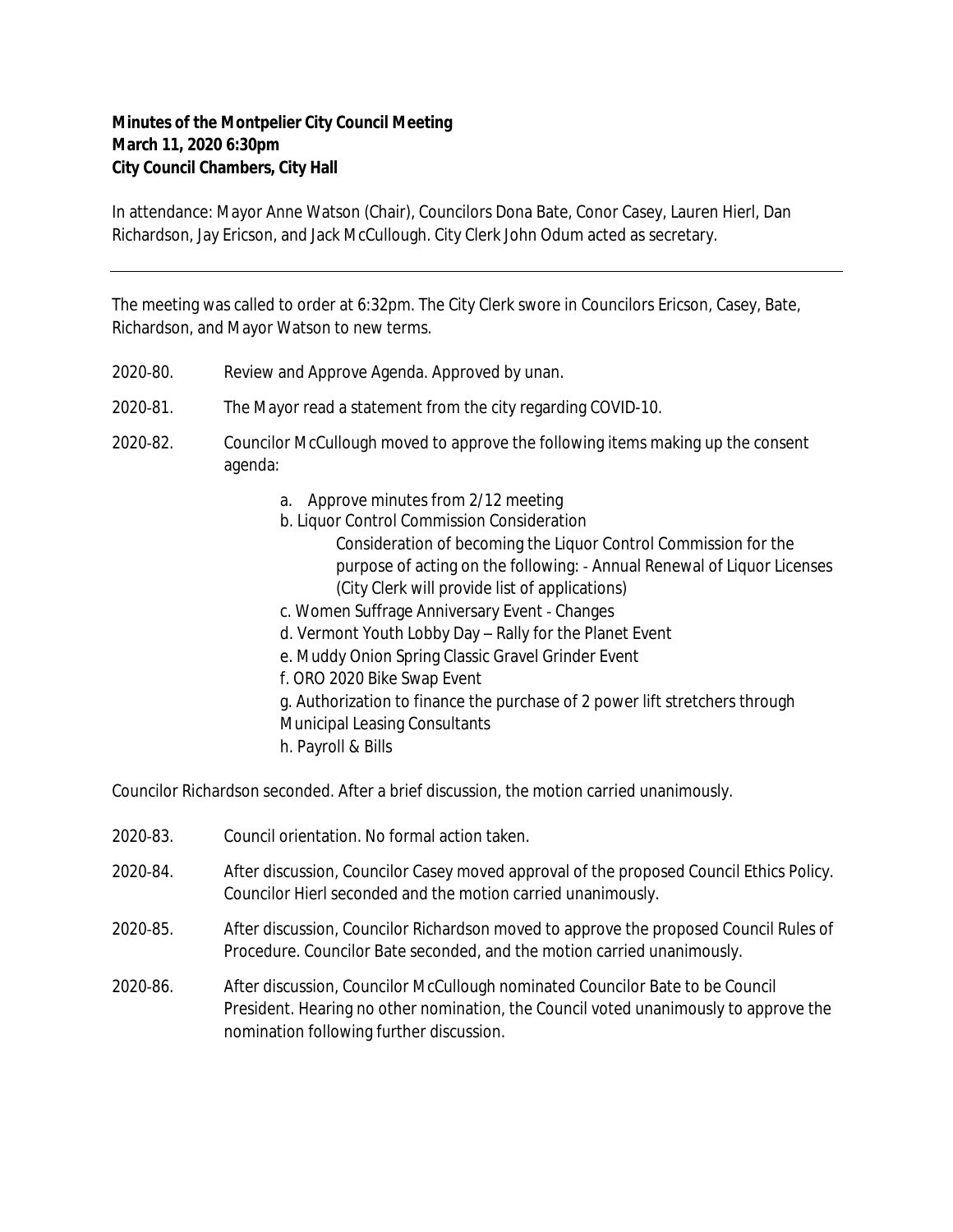**Minutes of the Montpelier City Council Meeting**
**March 11, 2020 6:30pm**
**City Council Chambers, City Hall**

In attendance: Mayor Anne Watson (Chair), Councilors Dona Bate, Conor Casey, Lauren Hierl, Dan Richardson, Jay Ericson, and Jack McCullough. City Clerk John Odum acted as secretary.

---

The meeting was called to order at 6:32pm. The City Clerk swore in Councilors Ericson, Casey, Bate, Richardson, and Mayor Watson to new terms.

2020-80. Review and Approve Agenda. Approved by unan.

2020-81. The Mayor read a statement from the city regarding COVID-10.

2020-82. Councilor McCullough moved to approve the following items making up the consent agenda:

a. Approve minutes from 2/12 meeting
b. Liquor Control Commission Consideration
   Consideration of becoming the Liquor Control Commission for the purpose of acting on the following: - Annual Renewal of Liquor Licenses (City Clerk will provide list of applications)
c. Women Suffrage Anniversary Event - Changes
d. Vermont Youth Lobby Day – Rally for the Planet Event
e. Muddy Onion Spring Classic Gravel Grinder Event
f. ORO 2020 Bike Swap Event
g. Authorization to finance the purchase of 2 power lift stretchers through Municipal Leasing Consultants
h. Payroll & Bills

Councilor Richardson seconded. After a brief discussion, the motion carried unanimously.

2020-83. Council orientation. No formal action taken.

2020-84. After discussion, Councilor Casey moved approval of the proposed Council Ethics Policy. Councilor Hierl seconded and the motion carried unanimously.

2020-85. After discussion, Councilor Richardson moved to approve the proposed Council Rules of Procedure. Councilor Bate seconded, and the motion carried unanimously.

2020-86. After discussion, Councilor McCullough nominated Councilor Bate to be Council President. Hearing no other nomination, the Council voted unanimously to approve the nomination following further discussion.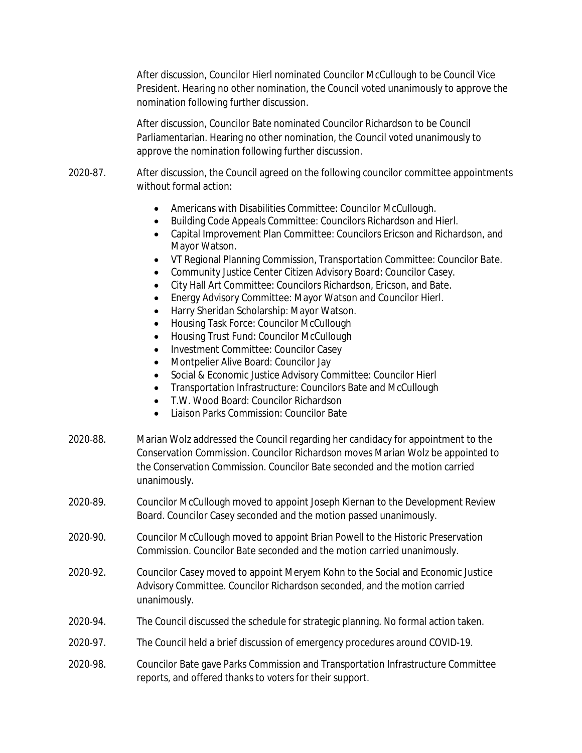After discussion, Councilor Hierl nominated Councilor McCullough to be Council Vice President. Hearing no other nomination, the Council voted unanimously to approve the nomination following further discussion.

After discussion, Councilor Bate nominated Councilor Richardson to be Council Parliamentarian. Hearing no other nomination, the Council voted unanimously to approve the nomination following further discussion.

2020-87. After discussion, the Council agreed on the following councilor committee appointments without formal action:

- Americans with Disabilities Committee: Councilor McCullough.
- Building Code Appeals Committee: Councilors Richardson and Hierl.
- Capital Improvement Plan Committee: Councilors Ericson and Richardson, and Mayor Watson.
- VT Regional Planning Commission, Transportation Committee: Councilor Bate.
- Community Justice Center Citizen Advisory Board: Councilor Casey.
- City Hall Art Committee: Councilors Richardson, Ericson, and Bate.
- Energy Advisory Committee: Mayor Watson and Councilor Hierl.
- Harry Sheridan Scholarship: Mayor Watson.
- Housing Task Force: Councilor McCullough
- Housing Trust Fund: Councilor McCullough
- Investment Committee: Councilor Casey
- Montpelier Alive Board: Councilor Jay
- Social & Economic Justice Advisory Committee: Councilor Hierl
- Transportation Infrastructure: Councilors Bate and McCullough
- T.W. Wood Board: Councilor Richardson
- Liaison Parks Commission: Councilor Bate

2020-88. Marian Wolz addressed the Council regarding her candidacy for appointment to the Conservation Commission. Councilor Richardson moves Marian Wolz be appointed to the Conservation Commission. Councilor Bate seconded and the motion carried unanimously.

2020-89. Councilor McCullough moved to appoint Joseph Kiernan to the Development Review Board. Councilor Casey seconded and the motion passed unanimously.

2020-90. Councilor McCullough moved to appoint Brian Powell to the Historic Preservation Commission. Councilor Bate seconded and the motion carried unanimously.

2020-92. Councilor Casey moved to appoint Meryem Kohn to the Social and Economic Justice Advisory Committee. Councilor Richardson seconded, and the motion carried unanimously.

2020-94. The Council discussed the schedule for strategic planning. No formal action taken.

2020-97. The Council held a brief discussion of emergency procedures around COVID-19.

2020-98. Councilor Bate gave Parks Commission and Transportation Infrastructure Committee reports, and offered thanks to voters for their support.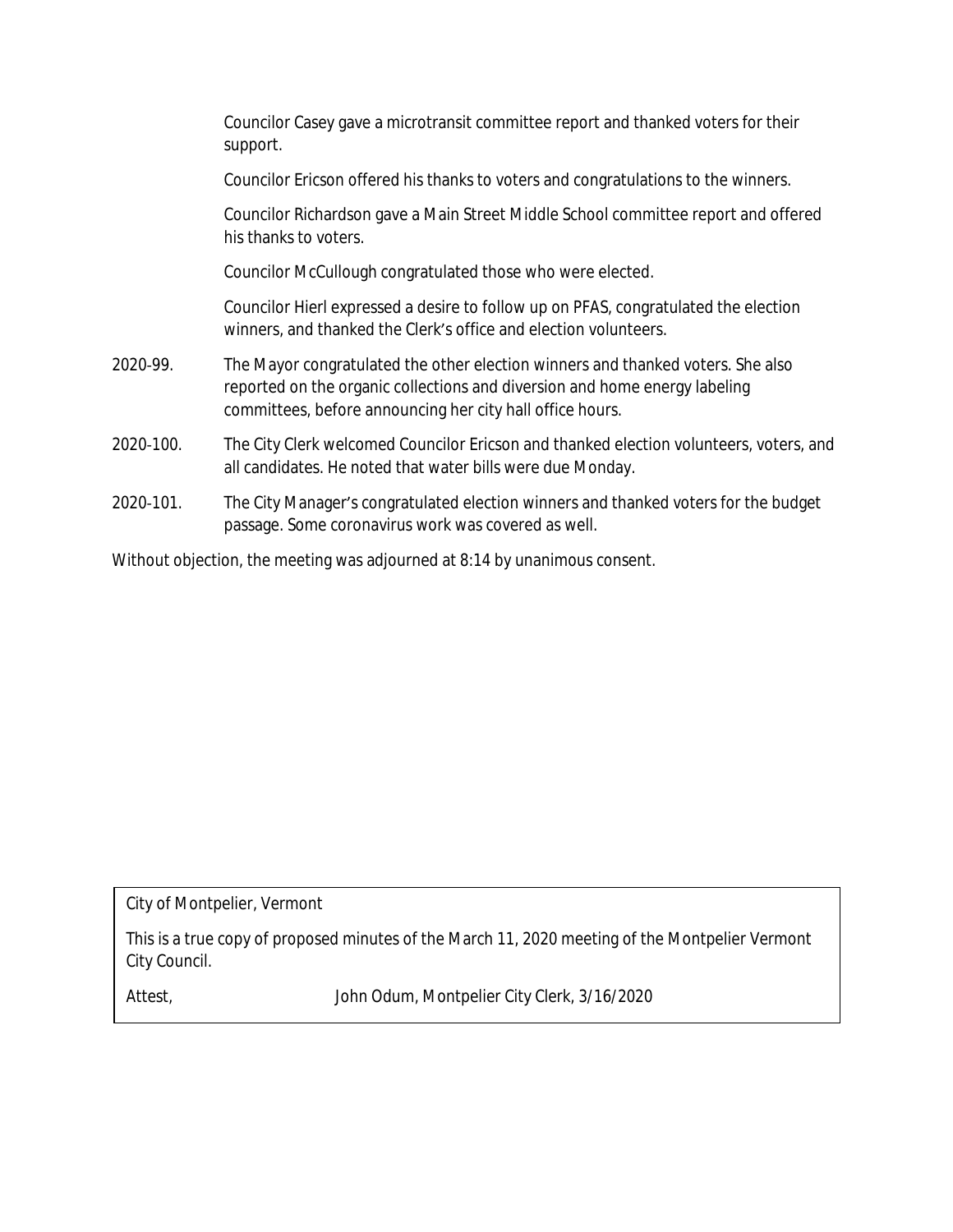Councilor Casey gave a microtransit committee report and thanked voters for their support.

Councilor Ericson offered his thanks to voters and congratulations to the winners.

Councilor Richardson gave a Main Street Middle School committee report and offered his thanks to voters.

Councilor McCullough congratulated those who were elected.

Councilor Hierl expressed a desire to follow up on PFAS, congratulated the election winners, and thanked the Clerk's office and election volunteers.

2020-99. The Mayor congratulated the other election winners and thanked voters. She also reported on the organic collections and diversion and home energy labeling committees, before announcing her city hall office hours.

2020-100. The City Clerk welcomed Councilor Ericson and thanked election volunteers, voters, and all candidates. He noted that water bills were due Monday.

2020-101. The City Manager's congratulated election winners and thanked voters for the budget passage. Some coronavirus work was covered as well.

Without objection, the meeting was adjourned at 8:14 by unanimous consent.

City of Montpelier, Vermont

This is a true copy of proposed minutes of the March 11, 2020 meeting of the Montpelier Vermont City Council.

Attest, John Odum, Montpelier City Clerk, 3/16/2020